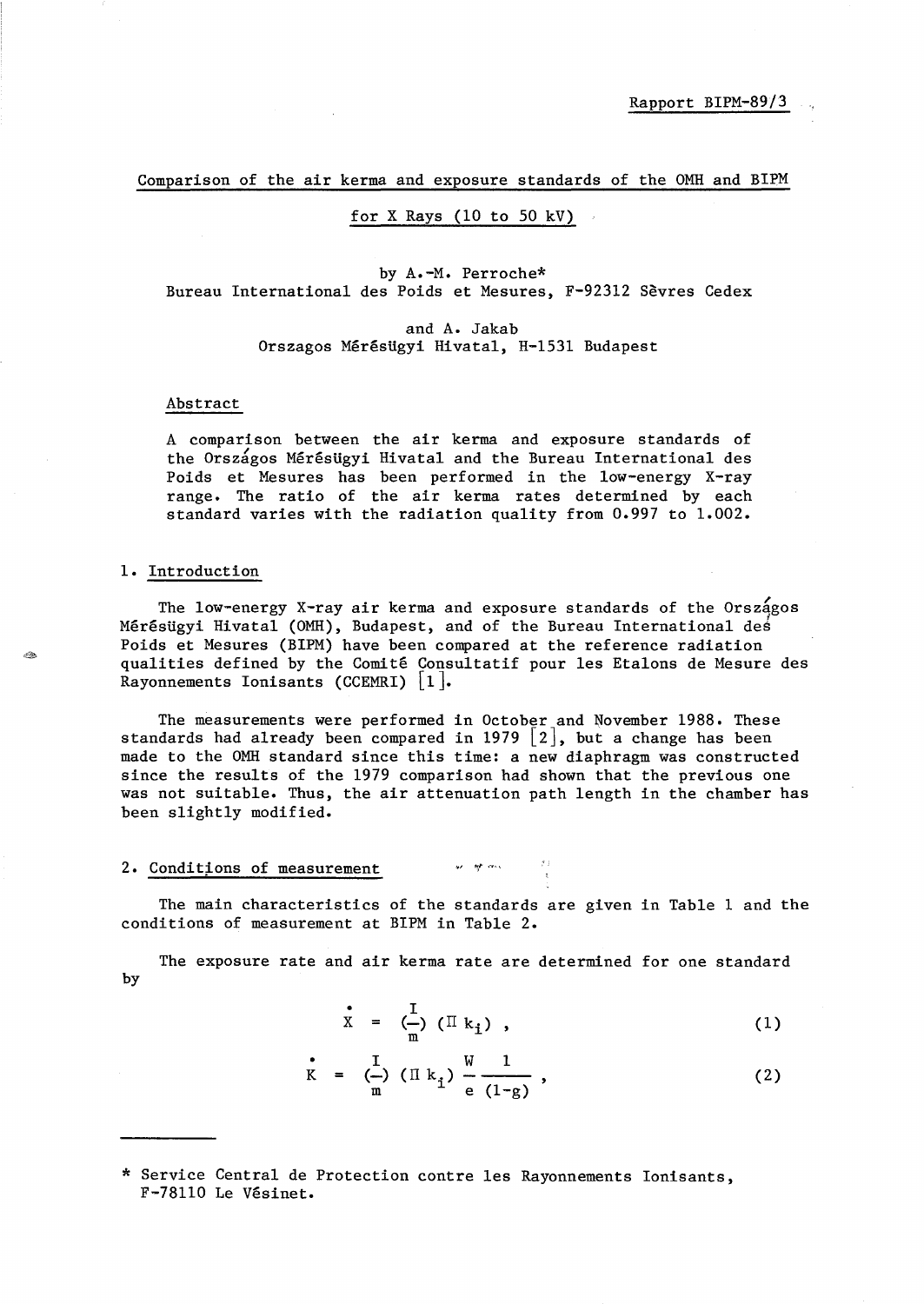Rapport BIPM-89/3

# Comparison of the air kerma and exposure standards of the OMH and BIPM for X Rays (10 to 50 kV)

by A.-M. Perroche*
Bureau International des Poids et Mesures, F-92312 Sèvres Cedex

and A. Jakab
Orszagos Mérésügyi Hivatal, H-1531 Budapest

## Abstract

A comparison between the air kerma and exposure standards of the Országos Mérésügyi Hivatal and the Bureau International des Poids et Mesures has been performed in the low-energy X-ray range. The ratio of the air kerma rates determined by each standard varies with the radiation quality from 0.997 to 1.002.

## 1. Introduction

The low-energy X-ray air kerma and exposure standards of the Országos Mérésügyi Hivatal (OMH), Budapest, and of the Bureau International des Poids et Mesures (BIPM) have been compared at the reference radiation qualities defined by the Comité Consultatif pour les Etalons de Mesure des Rayonnements Ionisants (CCEMRI) [1].

The measurements were performed in October and November 1988. These standards had already been compared in 1979 [2], but a change has been made to the OMH standard since this time: a new diaphragm was constructed since the results of the 1979 comparison had shown that the previous one was not suitable. Thus, the air attenuation path length in the chamber has been slightly modified.

## 2. Conditions of measurement

The main characteristics of the standards are given in Table 1 and the conditions of measurement at BIPM in Table 2.

The exposure rate and air kerma rate are determined for one standard by

$$\dot{X} = \left(\frac{I}{m}\right) (\Pi\, k_i) \, , \tag{1}$$

$$\dot{K} = \left(\frac{I}{m}\right) (\Pi\, k_i) \, \frac{W}{e} \, \frac{1}{(1-g)} \, , \tag{2}$$

* Service Central de Protection contre les Rayonnements Ionisants, F-78110 Le Vésinet.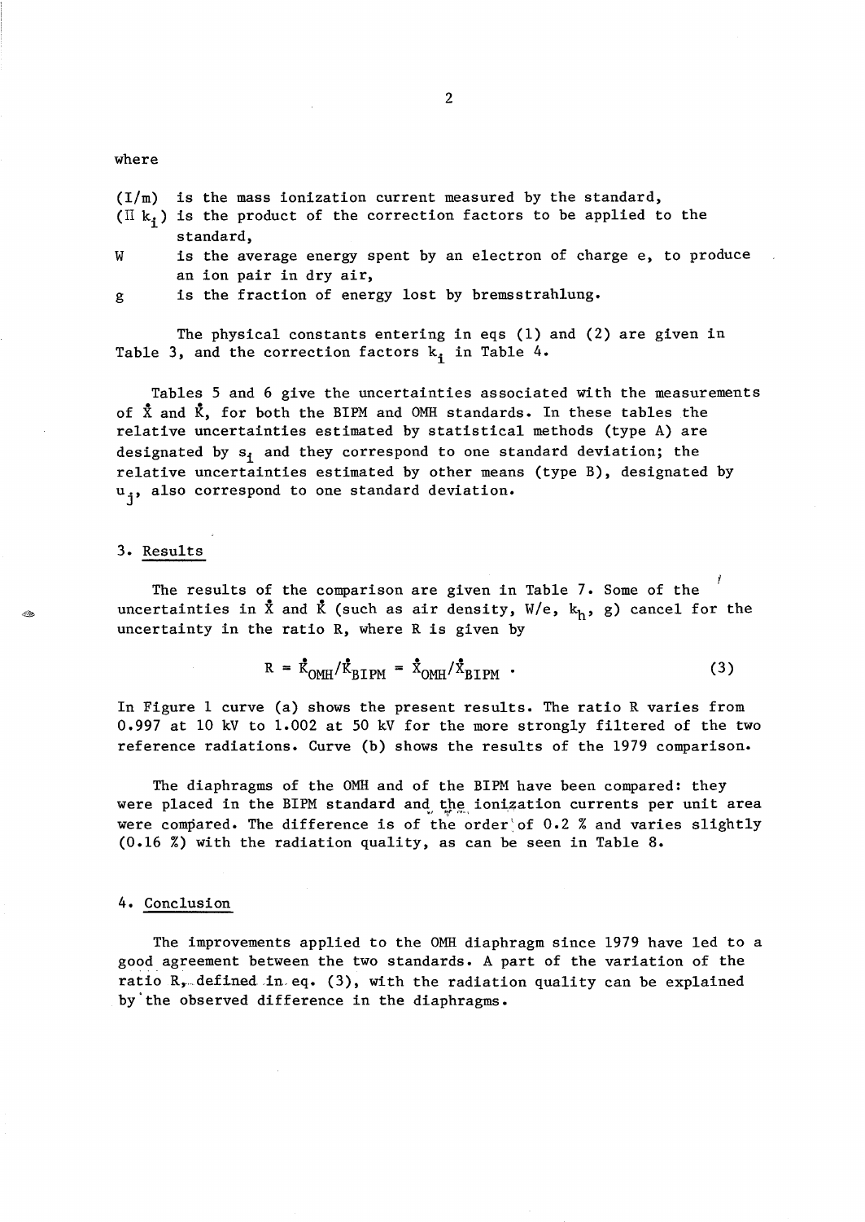where

$(I/m)$ is the mass ionization current measured by the standard,

$(\Pi\, k_i)$ is the product of the correction factors to be applied to the standard,

$W$ is the average energy spent by an electron of charge e, to produce an ion pair in dry air,

$g$ is the fraction of energy lost by bremsstrahlung.

The physical constants entering in eqs (1) and (2) are given in Table 3, and the correction factors $k_i$ in Table 4.

Tables 5 and 6 give the uncertainties associated with the measurements of $\dot{X}$ and $\dot{K}$, for both the BIPM and OMH standards. In these tables the relative uncertainties estimated by statistical methods (type A) are designated by $s_i$ and they correspond to one standard deviation; the relative uncertainties estimated by other means (type B), designated by $u_j$, also correspond to one standard deviation.

## 3. Results

The results of the comparison are given in Table 7. Some of the uncertainties in $\dot{X}$ and $\dot{K}$ (such as air density, W/e, $k_h$, g) cancel for the uncertainty in the ratio R, where R is given by

$$R = \dot{K}_{OMH}/\dot{K}_{BIPM} = \dot{X}_{OMH}/\dot{X}_{BIPM} \; . \tag{3}$$

In Figure 1 curve (a) shows the present results. The ratio R varies from 0.997 at 10 kV to 1.002 at 50 kV for the more strongly filtered of the two reference radiations. Curve (b) shows the results of the 1979 comparison.

The diaphragms of the OMH and of the BIPM have been compared: they were placed in the BIPM standard and the ionization currents per unit area were compared. The difference is of the order of 0.2 % and varies slightly (0.16 %) with the radiation quality, as can be seen in Table 8.

## 4. Conclusion

The improvements applied to the OMH diaphragm since 1979 have led to a good agreement between the two standards. A part of the variation of the ratio R, defined in eq. (3), with the radiation quality can be explained by the observed difference in the diaphragms.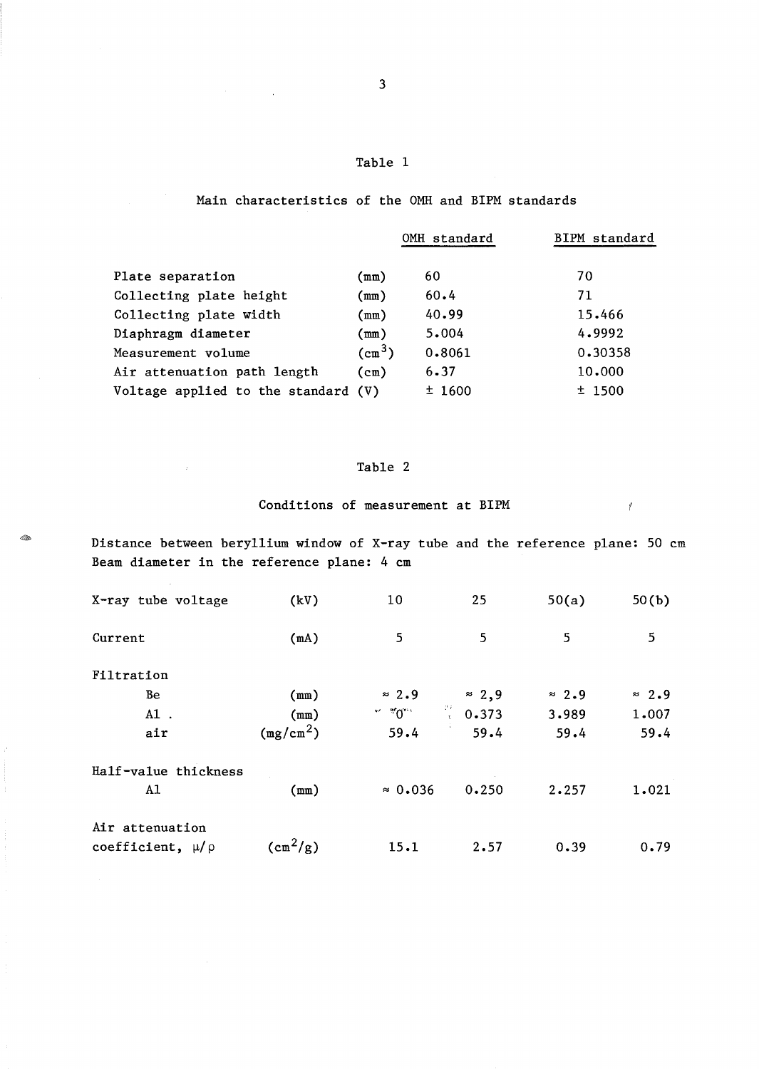Table 1

Main characteristics of the OMH and BIPM standards

| | | OMH standard | BIPM standard |
|---|---|---|---|
| Plate separation | (mm) | 60 | 70 |
| Collecting plate height | (mm) | 60.4 | 71 |
| Collecting plate width | (mm) | 40.99 | 15.466 |
| Diaphragm diameter | (mm) | 5.004 | 4.9992 |
| Measurement volume | ($cm^3$) | 0.8061 | 0.30358 |
| Air attenuation path length | (cm) | 6.37 | 10.000 |
| Voltage applied to the standard | (V) | ± 1600 | ± 1500 |

Table 2

Conditions of measurement at BIPM

Distance between beryllium window of X-ray tube and the reference plane: 50 cm
Beam diameter in the reference plane: 4 cm

| X-ray tube voltage | (kV) | 10 | 25 | 50(a) | 50(b) |
|---|---|---|---|---|---|
| Current | (mA) | 5 | 5 | 5 | 5 |
| Filtration | | | | | |
| Be | (mm) | ≈ 2.9 | ≈ 2,9 | ≈ 2.9 | ≈ 2.9 |
| Al | (mm) | 0 | 0.373 | 3.989 | 1.007 |
| air | ($mg/cm^2$) | 59.4 | 59.4 | 59.4 | 59.4 |
| Half-value thickness | | | | | |
| Al | (mm) | ≈ 0.036 | 0.250 | 2.257 | 1.021 |
| Air attenuation coefficient, $\mu/\rho$ | ($cm^2/g$) | 15.1 | 2.57 | 0.39 | 0.79 |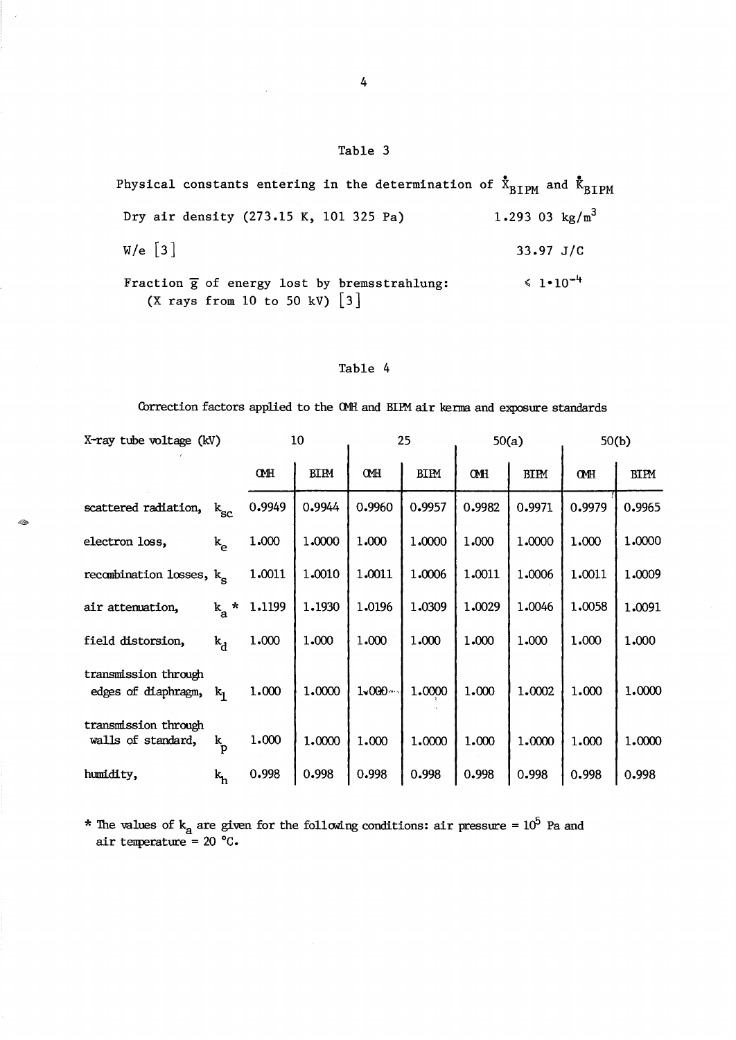## Table 3

Physical constants entering in the determination of $\dot{X}_{BIPM}$ and $\dot{K}_{BIPM}$

| | |
|---|---|
| Dry air density (273.15 K, 101 325 Pa) | 1.293 03 $kg/m^3$ |
| W/e [3] | 33.97 J/C |
| Fraction $\overline{g}$ of energy lost by bremsstrahlung: (X rays from 10 to 50 kV) [3] | $\leqslant 1 \cdot 10^{-4}$ |

## Table 4

Correction factors applied to the OMH and BIPM air kerma and exposure standards

| X-ray tube voltage (kV) | | 10 | | 25 | | 50(a) | | 50(b) | |
|---|---|---|---|---|---|---|---|---|---|
| | | OMH | BIPM | OMH | BIPM | OMH | BIPM | OMH | BIPM |
| scattered radiation, | $k_{sc}$ | 0.9949 | 0.9944 | 0.9960 | 0.9957 | 0.9982 | 0.9971 | 0.9979 | 0.9965 |
| electron loss, | $k_e$ | 1.000 | 1.0000 | 1.000 | 1.0000 | 1.000 | 1.0000 | 1.000 | 1.0000 |
| recombination losses, | $k_s$ | 1.0011 | 1.0010 | 1.0011 | 1.0006 | 1.0011 | 1.0006 | 1.0011 | 1.0009 |
| air attenuation, | $k_a$ * | 1.1199 | 1.1930 | 1.0196 | 1.0309 | 1.0029 | 1.0046 | 1.0058 | 1.0091 |
| field distorsion, | $k_d$ | 1.000 | 1.000 | 1.000 | 1.000 | 1.000 | 1.000 | 1.000 | 1.000 |
| transmission through edges of diaphragm, | $k_l$ | 1.000 | 1.0000 | 1.000 | 1.0000 | 1.000 | 1.0002 | 1.000 | 1.0000 |
| transmission through walls of standard, | $k_p$ | 1.000 | 1.0000 | 1.000 | 1.0000 | 1.000 | 1.0000 | 1.000 | 1.0000 |
| humidity, | $k_h$ | 0.998 | 0.998 | 0.998 | 0.998 | 0.998 | 0.998 | 0.998 | 0.998 |

\* The values of $k_a$ are given for the following conditions: air pressure = $10^5$ Pa and air temperature = 20 °C.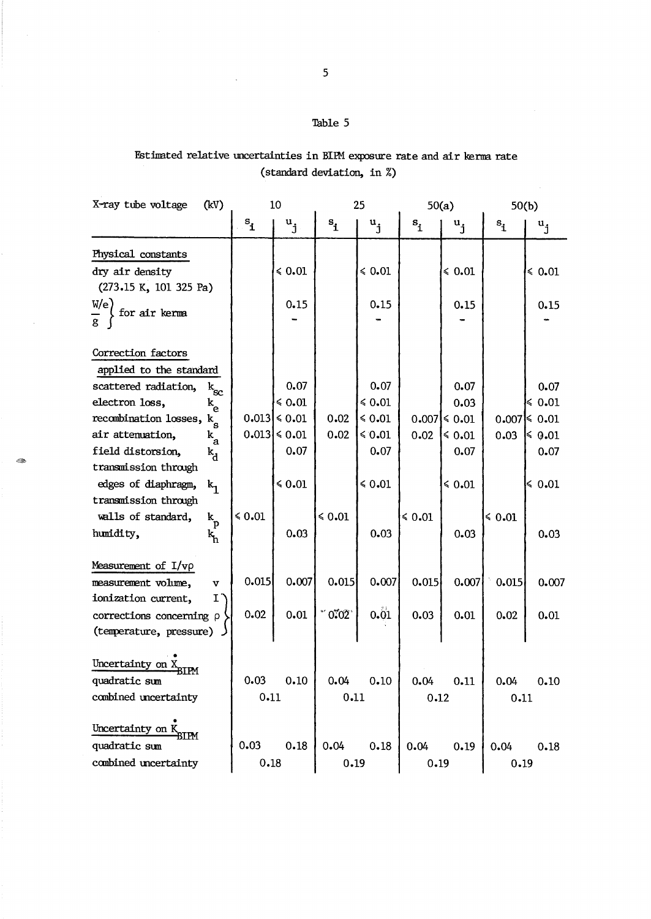Table 5

Estimated relative uncertainties in BIPM exposure rate and air kerma rate (standard deviation, in %)

| X-ray tube voltage (kV) | 10 | | 25 | | 50(a) | | 50(b) | |
|---|---|---|---|---|---|---|---|---|
| | $s_i$ | $u_j$ | $s_i$ | $u_j$ | $s_i$ | $u_j$ | $s_i$ | $u_j$ |
| <u>Physical constants</u> | | | | | | | | |
| dry air density (273.15 K, 101 325 Pa) | | ≤ 0.01 | | ≤ 0.01 | | ≤ 0.01 | | ≤ 0.01 |
| $\frac{W}{e}$, $\bar{g}$ for air kerma | | 0.15 | | 0.15 | | 0.15 | | 0.15 |
| <u>Correction factors</u> applied to the standard | | | | | | | | |
| scattered radiation, $k_{sc}$ | | 0.07 | | 0.07 | | 0.07 | | 0.07 |
| electron loss, $k_e$ | | ≤ 0.01 | | ≤ 0.01 | | 0.03 | | ≤ 0.01 |
| recombination losses, $k_s$ | 0.013 | ≤ 0.01 | 0.02 | ≤ 0.01 | 0.007 | ≤ 0.01 | 0.007 | ≤ 0.01 |
| air attenuation, $k_a$ | 0.013 | ≤ 0.01 | 0.02 | ≤ 0.01 | 0.02 | ≤ 0.01 | 0.03 | ≤ 0.01 |
| field distorsion, $k_d$ | | 0.07 | | 0.07 | | 0.07 | | 0.07 |
| transmission through edges of diaphragm, $k_l$ | | ≤ 0.01 | | ≤ 0.01 | | ≤ 0.01 | | ≤ 0.01 |
| transmission through walls of standard, $k_p$ | ≤ 0.01 | | ≤ 0.01 | | ≤ 0.01 | | ≤ 0.01 | |
| humidity, $k_h$ | | 0.03 | | 0.03 | | 0.03 | | 0.03 |
| <u>Measurement of $I/v\rho$</u> | | | | | | | | |
| measurement volume, $v$ | 0.015 | 0.007 | 0.015 | 0.007 | 0.015 | 0.007 | 0.015 | 0.007 |
| ionization current, $I$; corrections concerning $\rho$ (temperature, pressure) | 0.02 | 0.01 | 0.02 | 0.01 | 0.03 | 0.01 | 0.02 | 0.01 |
| <u>Uncertainty on $\dot{X}_{BIPM}$</u> | | | | | | | | |
| quadratic sum | 0.03 | 0.10 | 0.04 | 0.10 | 0.04 | 0.11 | 0.04 | 0.10 |
| combined uncertainty | 0.11 | | 0.11 | | 0.12 | | 0.11 | |
| <u>Uncertainty on $\dot{K}_{BIPM}$</u> | | | | | | | | |
| quadratic sum | 0.03 | 0.18 | 0.04 | 0.18 | 0.04 | 0.19 | 0.04 | 0.18 |
| combined uncertainty | 0.18 | | 0.19 | | 0.19 | | 0.19 | |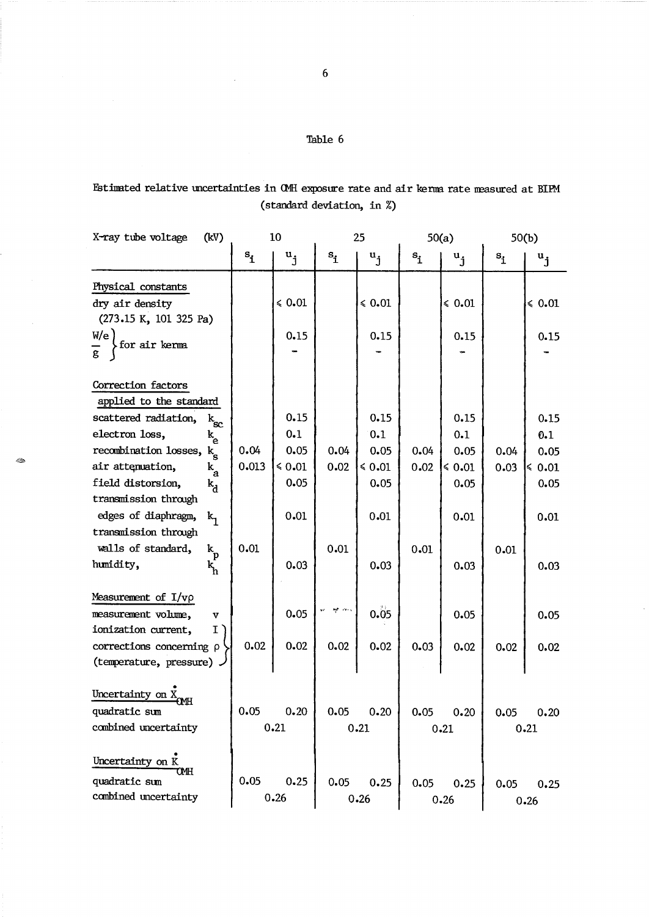Table 6

Estimated relative uncertainties in OMH exposure rate and air kerma rate measured at BIPM (standard deviation, in %)

| X-ray tube voltage (kV) | 10 | | 25 | | 50(a) | | 50(b) | |
|---|---|---|---|---|---|---|---|---|
| | $s_i$ | $u_j$ | $s_i$ | $u_j$ | $s_i$ | $u_j$ | $s_i$ | $u_j$ |
| Physical constants | | | | | | | | |
| dry air density (273.15 K, 101 325 Pa) | | ≤ 0.01 | | ≤ 0.01 | | ≤ 0.01 | | ≤ 0.01 |
| $W/e$, $\bar{g}$ for air kerma | | 0.15 | | 0.15 | | 0.15 | | 0.15 |
| | | - | | - | | - | | - |
| Correction factors applied to the standard | | | | | | | | |
| scattered radiation, $k_{sc}$ | | 0.15 | | 0.15 | | 0.15 | | 0.15 |
| electron loss, $k_e$ | | 0.1 | | 0.1 | | 0.1 | | 0.1 |
| recombination losses, $k_s$ | 0.04 | 0.05 | 0.04 | 0.05 | 0.04 | 0.05 | 0.04 | 0.05 |
| air attenuation, $k_a$ | 0.013 | ≤ 0.01 | 0.02 | ≤ 0.01 | 0.02 | ≤ 0.01 | 0.03 | ≤ 0.01 |
| field distorsion, $k_d$ | | 0.05 | | 0.05 | | 0.05 | | 0.05 |
| transmission through edges of diaphragm, $k_l$ | | 0.01 | | 0.01 | | 0.01 | | 0.01 |
| transmission through walls of standard, $k_p$ | 0.01 | | 0.01 | | 0.01 | | 0.01 | |
| humidity, $k_h$ | | 0.03 | | 0.03 | | 0.03 | | 0.03 |
| Measurement of $I/v\rho$ | | | | | | | | |
| measurement volume, $v$ | | 0.05 | | 0.05 | | 0.05 | | 0.05 |
| ionization current, $I$; corrections concerning $\rho$ (temperature, pressure) | 0.02 | 0.02 | 0.02 | 0.02 | 0.03 | 0.02 | 0.02 | 0.02 |
| Uncertainty on $\dot{X}_{OMH}$ | | | | | | | | |
| quadratic sum | 0.05 | 0.20 | 0.05 | 0.20 | 0.05 | 0.20 | 0.05 | 0.20 |
| combined uncertainty | 0.21 | | 0.21 | | 0.21 | | 0.21 | |
| Uncertainty on $\dot{K}_{OMH}$ | | | | | | | | |
| quadratic sum | 0.05 | 0.25 | 0.05 | 0.25 | 0.05 | 0.25 | 0.05 | 0.25 |
| combined uncertainty | 0.26 | | 0.26 | | 0.26 | | 0.26 | |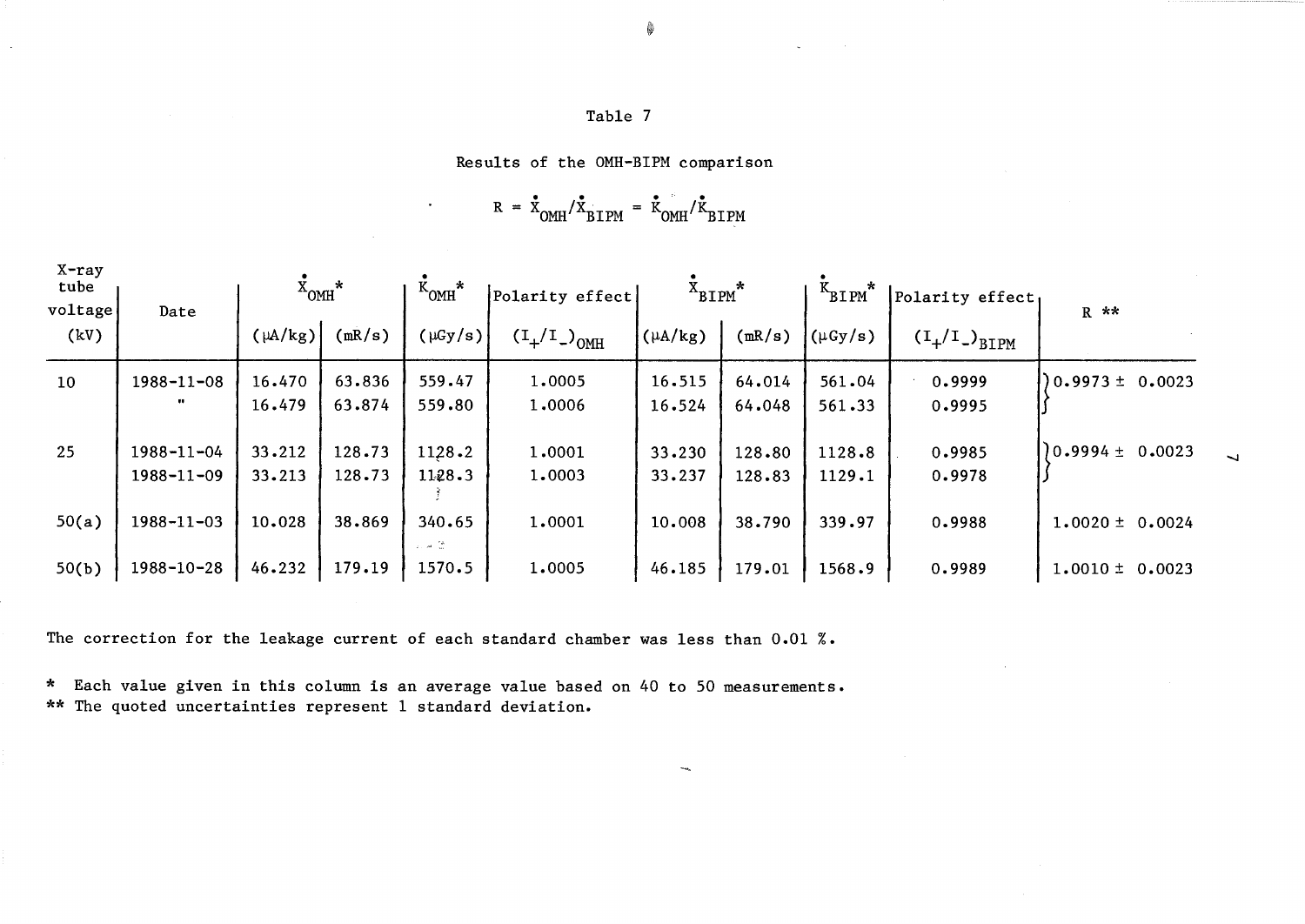# Table 7

Results of the OMH-BIPM comparison

$$R = \dot{X}_{OMH}/\dot{X}_{BIPM} = \dot{K}_{OMH}/\dot{K}_{BIPM}$$

| X-ray tube voltage (kV) | Date | $\dot{X}_{OMH}$* ($\mu$A/kg) | $\dot{X}_{OMH}$* (mR/s) | $\dot{K}_{OMH}$* ($\mu$Gy/s) | Polarity effect $(I_+/I_-)_{OMH}$ | $\dot{X}_{BIPM}$* ($\mu$A/kg) | $\dot{X}_{BIPM}$* (mR/s) | $\dot{K}_{BIPM}$* ($\mu$Gy/s) | Polarity effect $(I_+/I_-)_{BIPM}$ | R ** |
|---|---|---|---|---|---|---|---|---|---|---|
| 10 | 1988-11-08 | 16.470 | 63.836 | 559.47 | 1.0005 | 16.515 | 64.014 | 561.04 | 0.9999 | 0.9973 ± 0.0023 |
| | " | 16.479 | 63.874 | 559.80 | 1.0006 | 16.524 | 64.048 | 561.33 | 0.9995 | |
| 25 | 1988-11-04 | 33.212 | 128.73 | 1128.2 | 1.0001 | 33.230 | 128.80 | 1128.8 | 0.9985 | 0.9994 ± 0.0023 |
| | 1988-11-09 | 33.213 | 128.73 | 1128.3 | 1.0003 | 33.237 | 128.83 | 1129.1 | 0.9978 | |
| 50(a) | 1988-11-03 | 10.028 | 38.869 | 340.65 | 1.0001 | 10.008 | 38.790 | 339.97 | 0.9988 | 1.0020 ± 0.0024 |
| 50(b) | 1988-10-28 | 46.232 | 179.19 | 1570.5 | 1.0005 | 46.185 | 179.01 | 1568.9 | 0.9989 | 1.0010 ± 0.0023 |

The correction for the leakage current of each standard chamber was less than 0.01 %.

\* Each value given in this column is an average value based on 40 to 50 measurements.

\*\* The quoted uncertainties represent 1 standard deviation.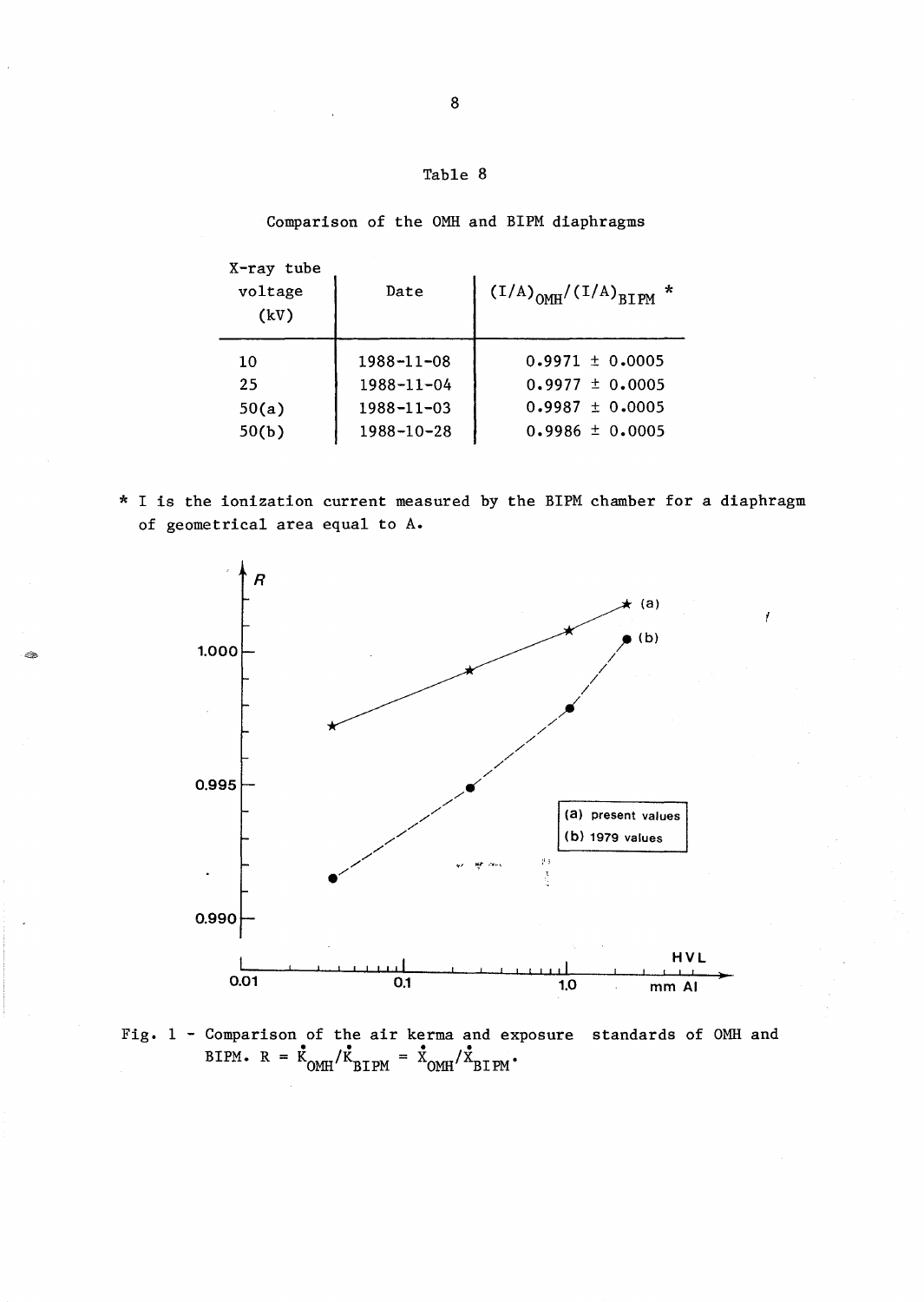Table 8

Comparison of the OMH and BIPM diaphragms

| X-ray tube voltage (kV) | Date | $(I/A)_{OMH}/(I/A)_{BIPM}$ * |
|---|---|---|
| 10 | 1988-11-08 | 0.9971 ± 0.0005 |
| 25 | 1988-11-04 | 0.9977 ± 0.0005 |
| 50(a) | 1988-11-03 | 0.9987 ± 0.0005 |
| 50(b) | 1988-10-28 | 0.9986 ± 0.0005 |

* I is the ionization current measured by the BIPM chamber for a diaphragm of geometrical area equal to A.

Fig. 1 - Comparison of the air kerma and exposure standards of OMH and BIPM. $R = \dot{K}_{OMH}/\dot{K}_{BIPM} = \dot{X}_{OMH}/\dot{X}_{BIPM}$.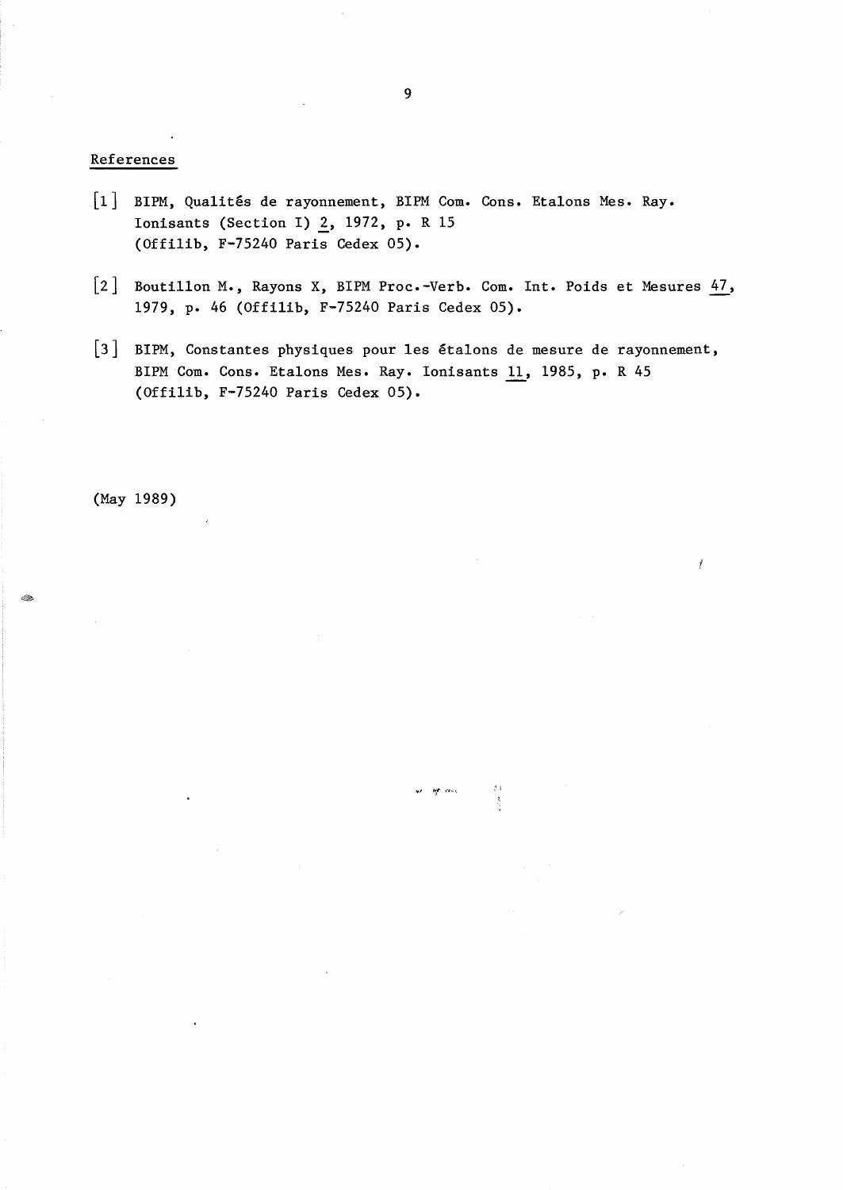## References

[1] BIPM, Qualités de rayonnement, BIPM Com. Cons. Etalons Mes. Ray. Ionisants (Section I) 2, 1972, p. R 15 (Offilib, F-75240 Paris Cedex 05).

[2] Boutillon M., Rayons X, BIPM Proc.-Verb. Com. Int. Poids et Mesures 47, 1979, p. 46 (Offilib, F-75240 Paris Cedex 05).

[3] BIPM, Constantes physiques pour les étalons de mesure de rayonnement, BIPM Com. Cons. Etalons Mes. Ray. Ionisants 11, 1985, p. R 45 (Offilib, F-75240 Paris Cedex 05).

(May 1989)